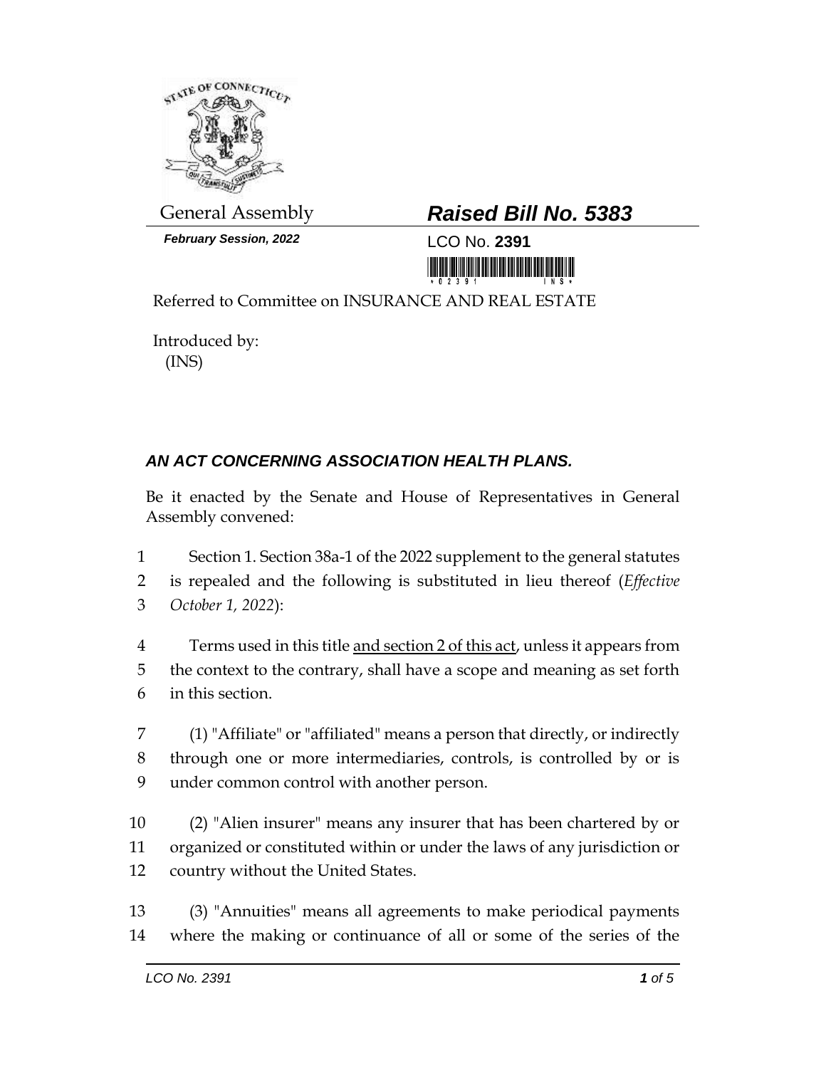General Assembly

**Raised Bill No. 5383**

***February Session, 2022***

LCO No. **2391**

Referred to Committee on INSURANCE AND REAL ESTATE

Introduced by:
(INS)

## *AN ACT CONCERNING ASSOCIATION HEALTH PLANS.*

Be it enacted by the Senate and House of Representatives in General Assembly convened:

1 Section 1. Section 38a-1 of the 2022 supplement to the general statutes
2 is repealed and the following is substituted in lieu thereof (*Effective*
3 *October 1, 2022*):

4 Terms used in this title <u>and section 2 of this act</u>, unless it appears from
5 the context to the contrary, shall have a scope and meaning as set forth
6 in this section.

7 (1) "Affiliate" or "affiliated" means a person that directly, or indirectly
8 through one or more intermediaries, controls, is controlled by or is
9 under common control with another person.

10 (2) "Alien insurer" means any insurer that has been chartered by or
11 organized or constituted within or under the laws of any jurisdiction or
12 country without the United States.

13 (3) "Annuities" means all agreements to make periodical payments
14 where the making or continuance of all or some of the series of the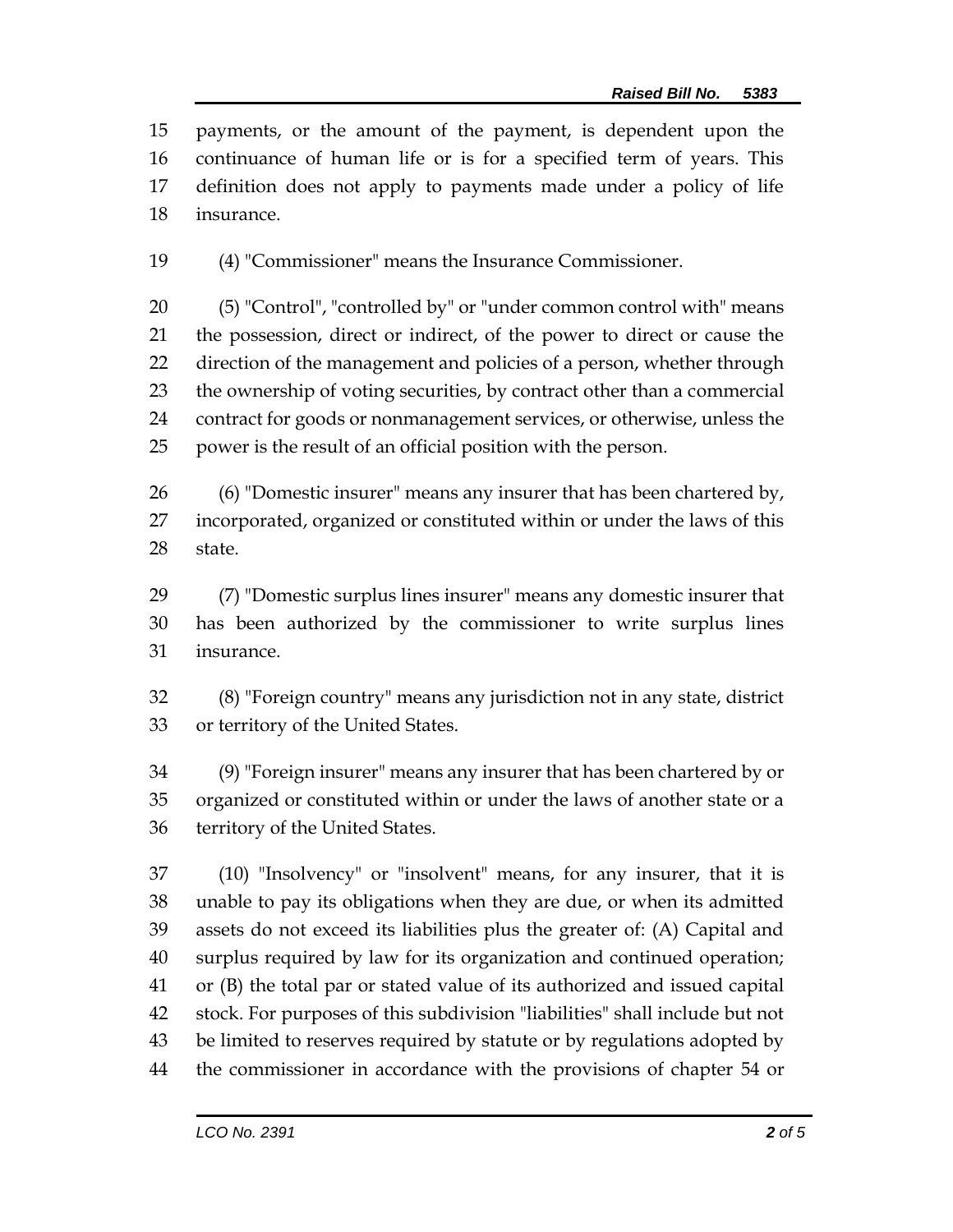payments, or the amount of the payment, is dependent upon the continuance of human life or is for a specified term of years. This definition does not apply to payments made under a policy of life insurance.

(4) "Commissioner" means the Insurance Commissioner.

(5) "Control", "controlled by" or "under common control with" means the possession, direct or indirect, of the power to direct or cause the direction of the management and policies of a person, whether through the ownership of voting securities, by contract other than a commercial contract for goods or nonmanagement services, or otherwise, unless the power is the result of an official position with the person.

(6) "Domestic insurer" means any insurer that has been chartered by, incorporated, organized or constituted within or under the laws of this state.

(7) "Domestic surplus lines insurer" means any domestic insurer that has been authorized by the commissioner to write surplus lines insurance.

(8) "Foreign country" means any jurisdiction not in any state, district or territory of the United States.

(9) "Foreign insurer" means any insurer that has been chartered by or organized or constituted within or under the laws of another state or a territory of the United States.

(10) "Insolvency" or "insolvent" means, for any insurer, that it is unable to pay its obligations when they are due, or when its admitted assets do not exceed its liabilities plus the greater of: (A) Capital and surplus required by law for its organization and continued operation; or (B) the total par or stated value of its authorized and issued capital stock. For purposes of this subdivision "liabilities" shall include but not be limited to reserves required by statute or by regulations adopted by the commissioner in accordance with the provisions of chapter 54 or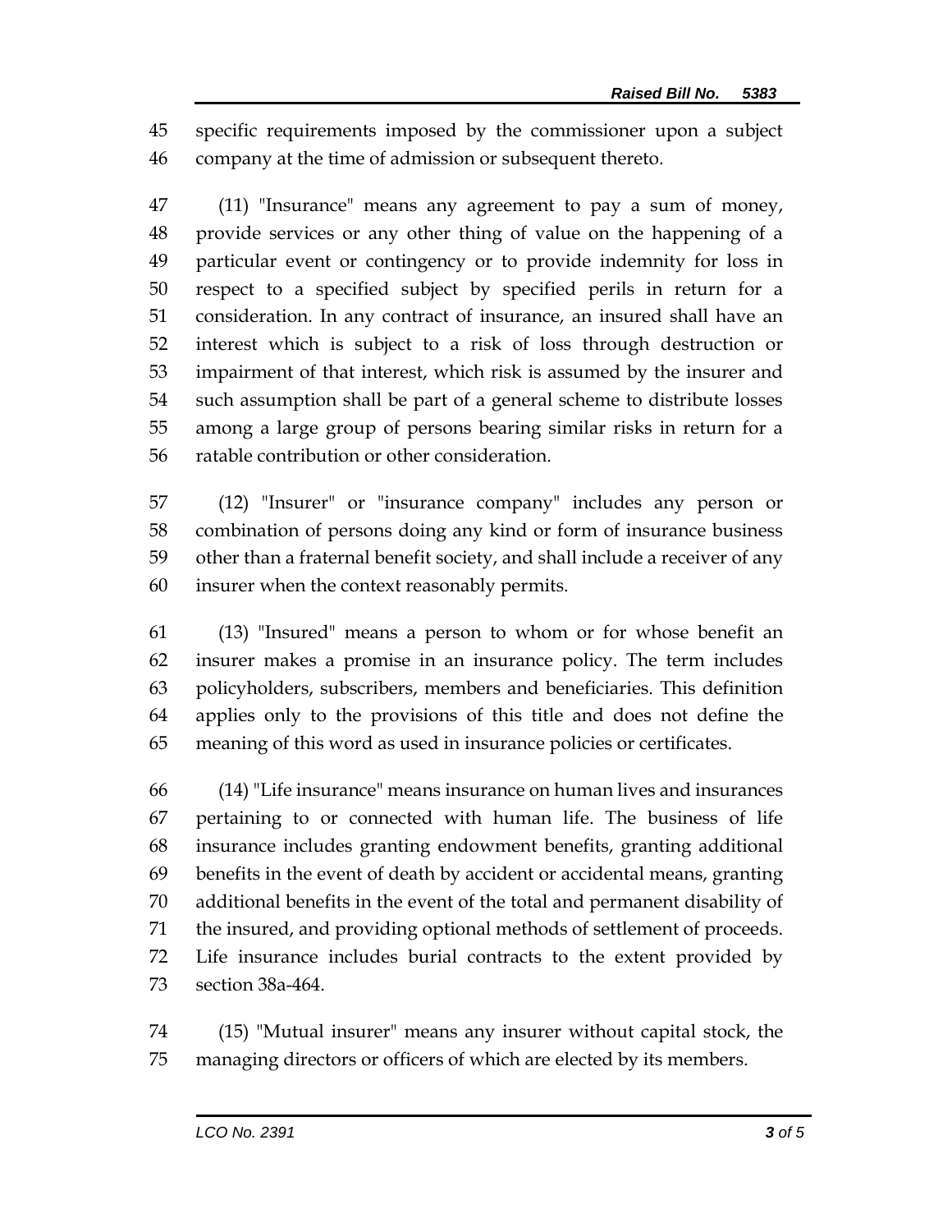specific requirements imposed by the commissioner upon a subject company at the time of admission or subsequent thereto.

(11) "Insurance" means any agreement to pay a sum of money, provide services or any other thing of value on the happening of a particular event or contingency or to provide indemnity for loss in respect to a specified subject by specified perils in return for a consideration. In any contract of insurance, an insured shall have an interest which is subject to a risk of loss through destruction or impairment of that interest, which risk is assumed by the insurer and such assumption shall be part of a general scheme to distribute losses among a large group of persons bearing similar risks in return for a ratable contribution or other consideration.

(12) "Insurer" or "insurance company" includes any person or combination of persons doing any kind or form of insurance business other than a fraternal benefit society, and shall include a receiver of any insurer when the context reasonably permits.

(13) "Insured" means a person to whom or for whose benefit an insurer makes a promise in an insurance policy. The term includes policyholders, subscribers, members and beneficiaries. This definition applies only to the provisions of this title and does not define the meaning of this word as used in insurance policies or certificates.

(14) "Life insurance" means insurance on human lives and insurances pertaining to or connected with human life. The business of life insurance includes granting endowment benefits, granting additional benefits in the event of death by accident or accidental means, granting additional benefits in the event of the total and permanent disability of the insured, and providing optional methods of settlement of proceeds. Life insurance includes burial contracts to the extent provided by section 38a-464.

(15) "Mutual insurer" means any insurer without capital stock, the managing directors or officers of which are elected by its members.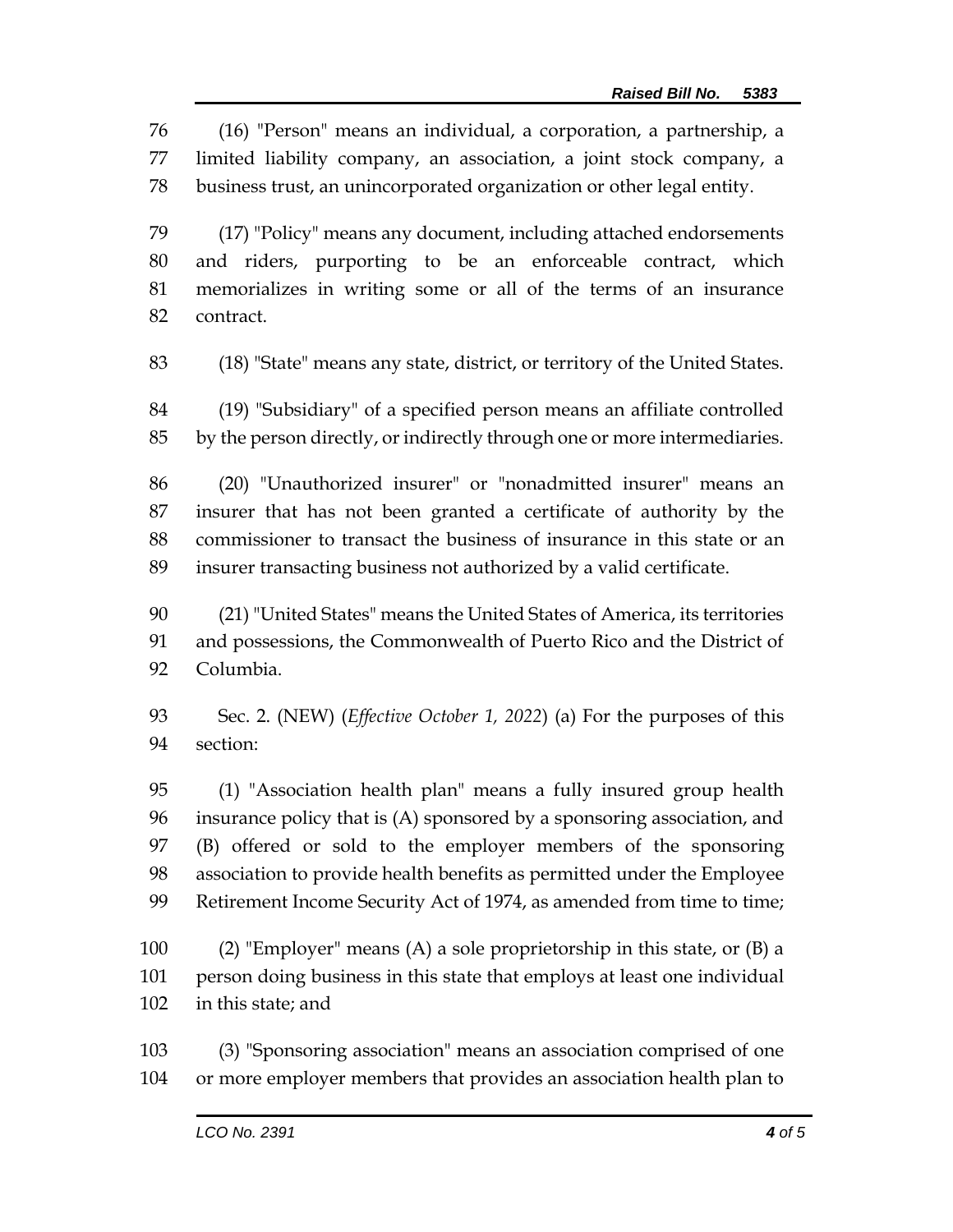(16) "Person" means an individual, a corporation, a partnership, a limited liability company, an association, a joint stock company, a business trust, an unincorporated organization or other legal entity.

(17) "Policy" means any document, including attached endorsements and riders, purporting to be an enforceable contract, which memorializes in writing some or all of the terms of an insurance contract.

(18) "State" means any state, district, or territory of the United States.

(19) "Subsidiary" of a specified person means an affiliate controlled by the person directly, or indirectly through one or more intermediaries.

(20) "Unauthorized insurer" or "nonadmitted insurer" means an insurer that has not been granted a certificate of authority by the commissioner to transact the business of insurance in this state or an insurer transacting business not authorized by a valid certificate.

(21) "United States" means the United States of America, its territories and possessions, the Commonwealth of Puerto Rico and the District of Columbia.

Sec. 2. (NEW) (*Effective October 1, 2022*) (a) For the purposes of this section:

(1) "Association health plan" means a fully insured group health insurance policy that is (A) sponsored by a sponsoring association, and (B) offered or sold to the employer members of the sponsoring association to provide health benefits as permitted under the Employee Retirement Income Security Act of 1974, as amended from time to time;

(2) "Employer" means (A) a sole proprietorship in this state, or (B) a person doing business in this state that employs at least one individual in this state; and

(3) "Sponsoring association" means an association comprised of one or more employer members that provides an association health plan to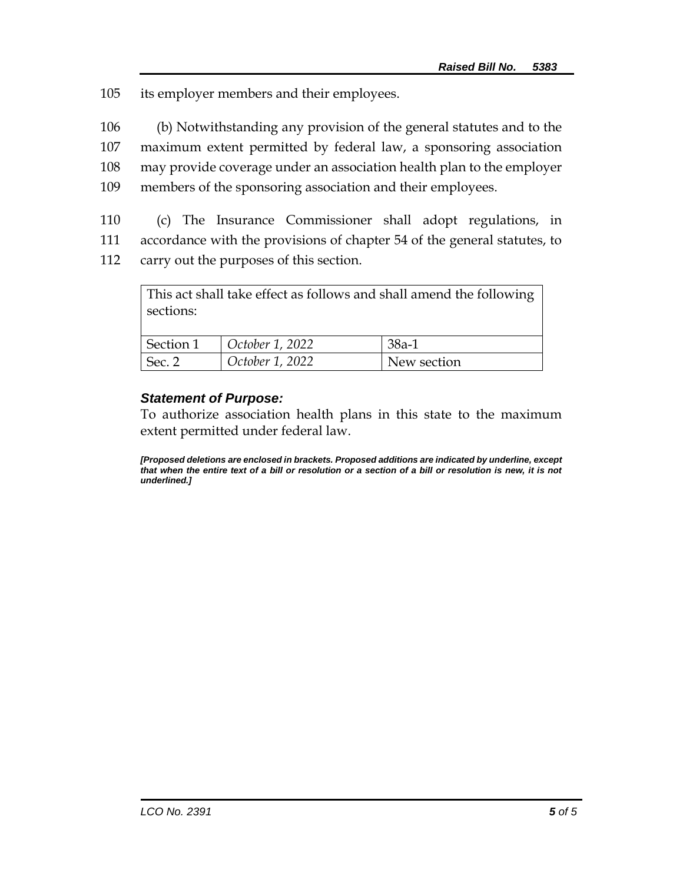105 its employer members and their employees.

106 (b) Notwithstanding any provision of the general statutes and to the
107 maximum extent permitted by federal law, a sponsoring association
108 may provide coverage under an association health plan to the employer
109 members of the sponsoring association and their employees.

110 (c) The Insurance Commissioner shall adopt regulations, in
111 accordance with the provisions of chapter 54 of the general statutes, to
112 carry out the purposes of this section.

| This act shall take effect as follows and shall amend the following sections: | | |
|---|---|---|
| Section 1 | *October 1, 2022* | 38a-1 |
| Sec. 2 | *October 1, 2022* | New section |

### *Statement of Purpose:*

To authorize association health plans in this state to the maximum extent permitted under federal law.

***[Proposed deletions are enclosed in brackets. Proposed additions are indicated by underline, except that when the entire text of a bill or resolution or a section of a bill or resolution is new, it is not underlined.]***